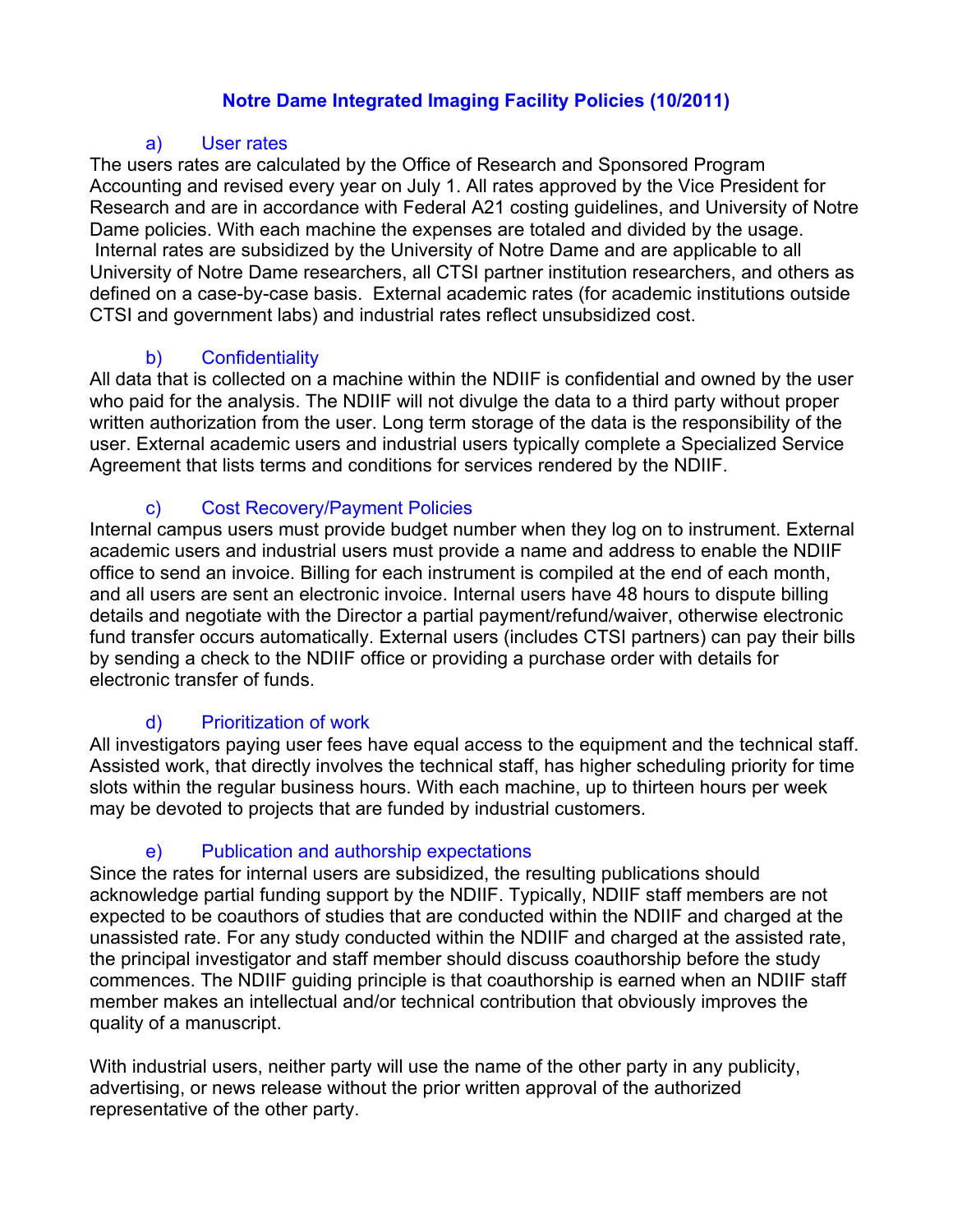# Notre Dame Integrated Imaging Facility Policies (10/2011)

## a) User rates

The users rates are calculated by the Office of Research and Sponsored Program Accounting and revised every year on July 1. All rates approved by the Vice President for Research and are in accordance with Federal A21 costing guidelines, and University of Notre Dame policies. With each machine the expenses are totaled and divided by the usage. Internal rates are subsidized by the University of Notre Dame and are applicable to all University of Notre Dame researchers, all CTSI partner institution researchers, and others as defined on a case-by-case basis. External academic rates (for academic institutions outside CTSI and government labs) and industrial rates reflect unsubsidized cost.

## b) Confidentiality

All data that is collected on a machine within the NDIIF is confidential and owned by the user who paid for the analysis. The NDIIF will not divulge the data to a third party without proper written authorization from the user. Long term storage of the data is the responsibility of the user. External academic users and industrial users typically complete a Specialized Service Agreement that lists terms and conditions for services rendered by the NDIIF.

## c) Cost Recovery/Payment Policies

Internal campus users must provide budget number when they log on to instrument. External academic users and industrial users must provide a name and address to enable the NDIIF office to send an invoice. Billing for each instrument is compiled at the end of each month, and all users are sent an electronic invoice. Internal users have 48 hours to dispute billing details and negotiate with the Director a partial payment/refund/waiver, otherwise electronic fund transfer occurs automatically. External users (includes CTSI partners) can pay their bills by sending a check to the NDIIF office or providing a purchase order with details for electronic transfer of funds.

## d) Prioritization of work

All investigators paying user fees have equal access to the equipment and the technical staff. Assisted work, that directly involves the technical staff, has higher scheduling priority for time slots within the regular business hours. With each machine, up to thirteen hours per week may be devoted to projects that are funded by industrial customers.

## e) Publication and authorship expectations

Since the rates for internal users are subsidized, the resulting publications should acknowledge partial funding support by the NDIIF. Typically, NDIIF staff members are not expected to be coauthors of studies that are conducted within the NDIIF and charged at the unassisted rate. For any study conducted within the NDIIF and charged at the assisted rate, the principal investigator and staff member should discuss coauthorship before the study commences. The NDIIF guiding principle is that coauthorship is earned when an NDIIF staff member makes an intellectual and/or technical contribution that obviously improves the quality of a manuscript.

With industrial users, neither party will use the name of the other party in any publicity, advertising, or news release without the prior written approval of the authorized representative of the other party.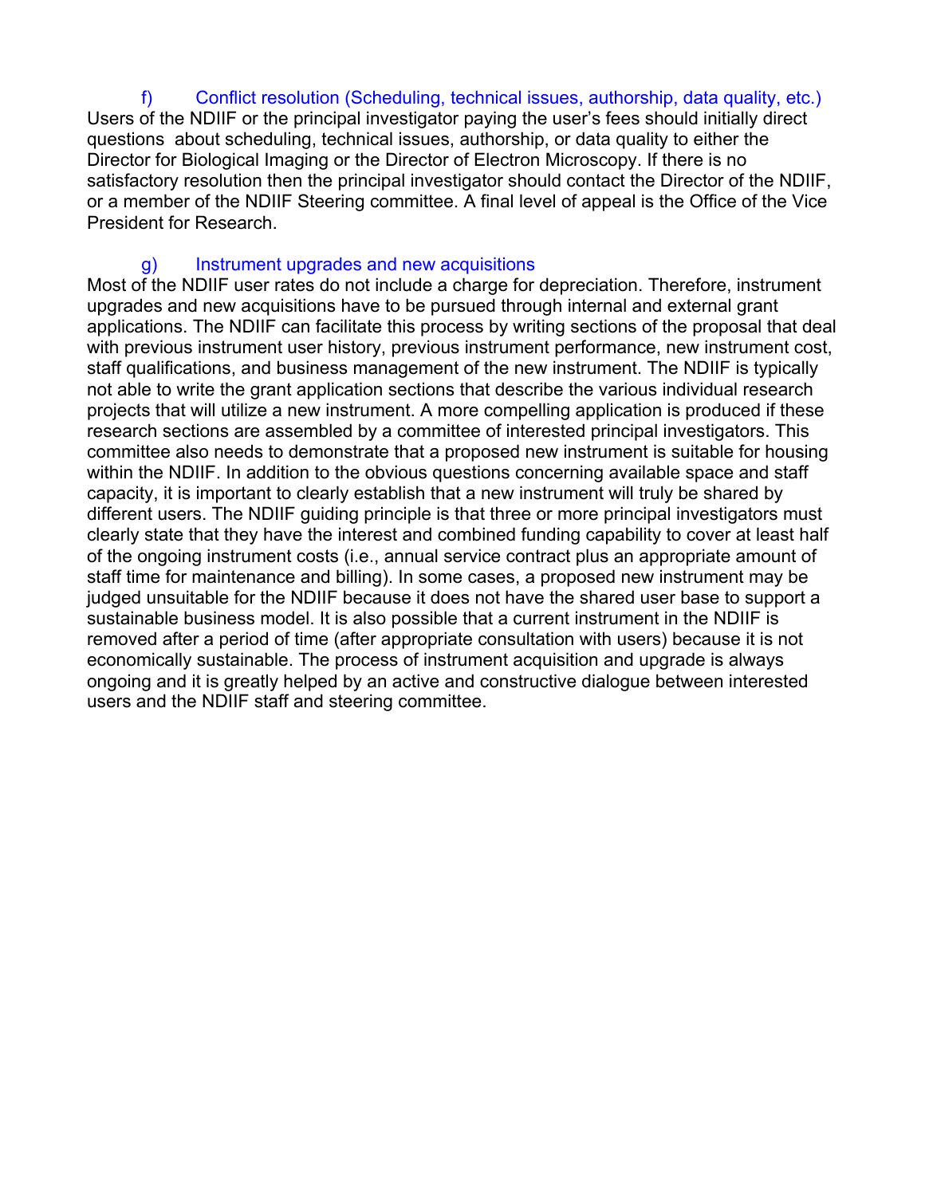### f) Conflict resolution (Scheduling, technical issues, authorship, data quality, etc.)

Users of the NDIIF or the principal investigator paying the user's fees should initially direct questions about scheduling, technical issues, authorship, or data quality to either the Director for Biological Imaging or the Director of Electron Microscopy. If there is no satisfactory resolution then the principal investigator should contact the Director of the NDIIF, or a member of the NDIIF Steering committee. A final level of appeal is the Office of the Vice President for Research.

### g) Instrument upgrades and new acquisitions

Most of the NDIIF user rates do not include a charge for depreciation. Therefore, instrument upgrades and new acquisitions have to be pursued through internal and external grant applications. The NDIIF can facilitate this process by writing sections of the proposal that deal with previous instrument user history, previous instrument performance, new instrument cost, staff qualifications, and business management of the new instrument. The NDIIF is typically not able to write the grant application sections that describe the various individual research projects that will utilize a new instrument. A more compelling application is produced if these research sections are assembled by a committee of interested principal investigators. This committee also needs to demonstrate that a proposed new instrument is suitable for housing within the NDIIF. In addition to the obvious questions concerning available space and staff capacity, it is important to clearly establish that a new instrument will truly be shared by different users. The NDIIF guiding principle is that three or more principal investigators must clearly state that they have the interest and combined funding capability to cover at least half of the ongoing instrument costs (i.e., annual service contract plus an appropriate amount of staff time for maintenance and billing). In some cases, a proposed new instrument may be judged unsuitable for the NDIIF because it does not have the shared user base to support a sustainable business model. It is also possible that a current instrument in the NDIIF is removed after a period of time (after appropriate consultation with users) because it is not economically sustainable. The process of instrument acquisition and upgrade is always ongoing and it is greatly helped by an active and constructive dialogue between interested users and the NDIIF staff and steering committee.